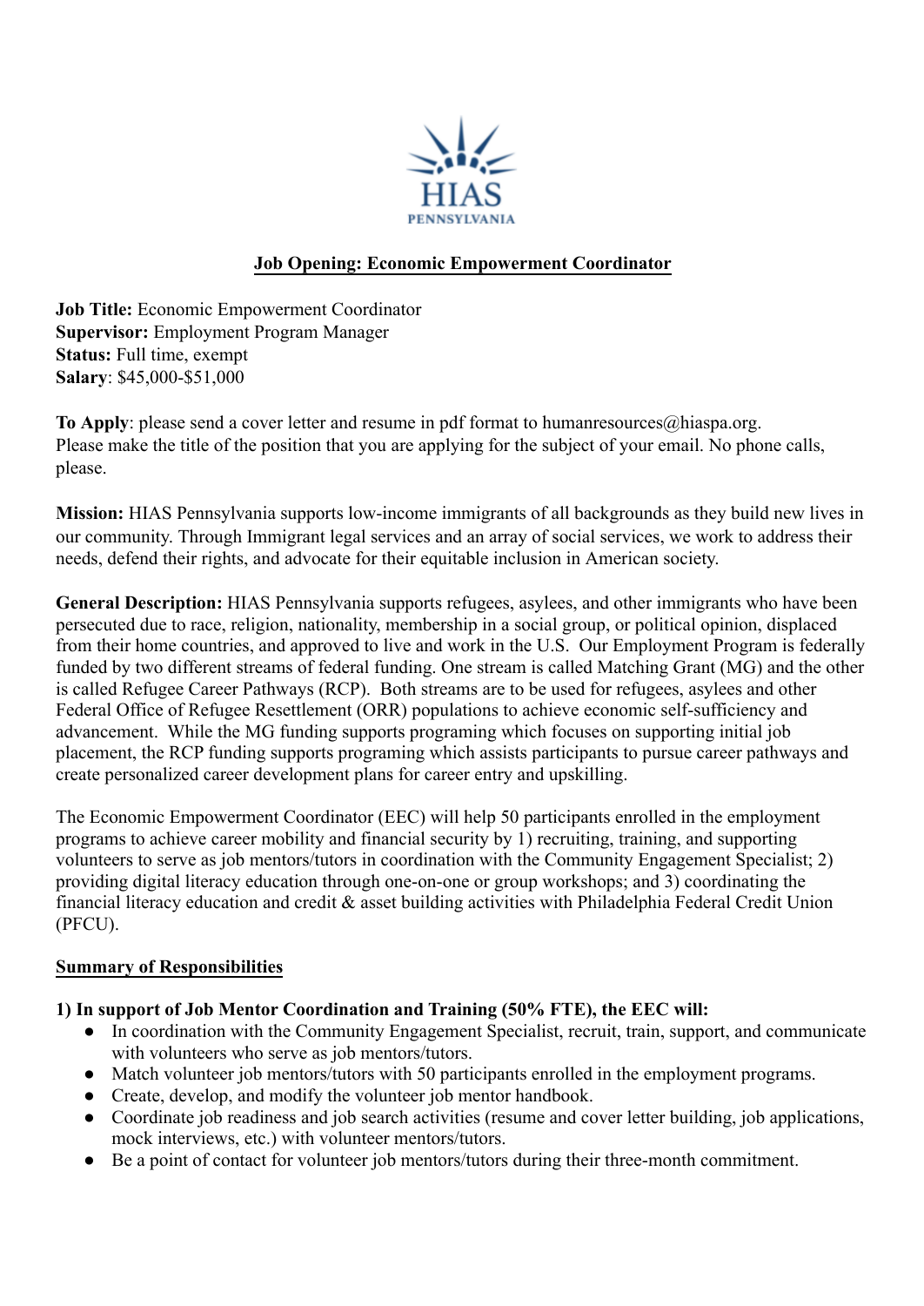HIAS PENNSYLVANIA

## Job Opening: Economic Empowerment Coordinator

**Job Title:** Economic Empowerment Coordinator
**Supervisor:** Employment Program Manager
**Status:** Full time, exempt
**Salary**: $45,000-$51,000

**To Apply**: please send a cover letter and resume in pdf format to humanresources@hiaspa.org. Please make the title of the position that you are applying for the subject of your email. No phone calls, please.

**Mission:** HIAS Pennsylvania supports low-income immigrants of all backgrounds as they build new lives in our community. Through Immigrant legal services and an array of social services, we work to address their needs, defend their rights, and advocate for their equitable inclusion in American society.

**General Description:** HIAS Pennsylvania supports refugees, asylees, and other immigrants who have been persecuted due to race, religion, nationality, membership in a social group, or political opinion, displaced from their home countries, and approved to live and work in the U.S. Our Employment Program is federally funded by two different streams of federal funding. One stream is called Matching Grant (MG) and the other is called Refugee Career Pathways (RCP). Both streams are to be used for refugees, asylees and other Federal Office of Refugee Resettlement (ORR) populations to achieve economic self-sufficiency and advancement. While the MG funding supports programing which focuses on supporting initial job placement, the RCP funding supports programing which assists participants to pursue career pathways and create personalized career development plans for career entry and upskilling.

The Economic Empowerment Coordinator (EEC) will help 50 participants enrolled in the employment programs to achieve career mobility and financial security by 1) recruiting, training, and supporting volunteers to serve as job mentors/tutors in coordination with the Community Engagement Specialist; 2) providing digital literacy education through one-on-one or group workshops; and 3) coordinating the financial literacy education and credit & asset building activities with Philadelphia Federal Credit Union (PFCU).

### Summary of Responsibilities

**1) In support of Job Mentor Coordination and Training (50% FTE), the EEC will:**

- In coordination with the Community Engagement Specialist, recruit, train, support, and communicate with volunteers who serve as job mentors/tutors.
- Match volunteer job mentors/tutors with 50 participants enrolled in the employment programs.
- Create, develop, and modify the volunteer job mentor handbook.
- Coordinate job readiness and job search activities (resume and cover letter building, job applications, mock interviews, etc.) with volunteer mentors/tutors.
- Be a point of contact for volunteer job mentors/tutors during their three-month commitment.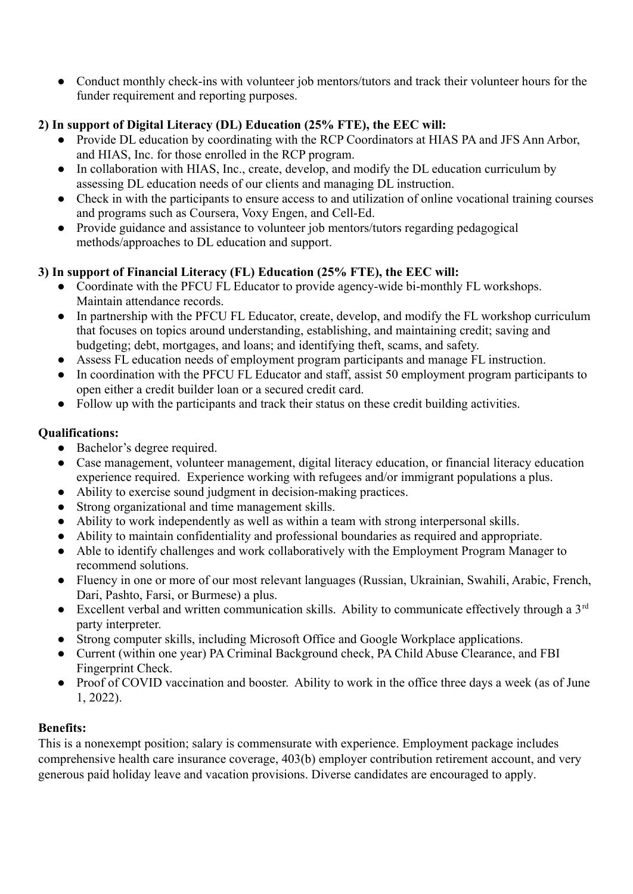- Conduct monthly check-ins with volunteer job mentors/tutors and track their volunteer hours for the funder requirement and reporting purposes.

**2) In support of Digital Literacy (DL) Education (25% FTE), the EEC will:**

- Provide DL education by coordinating with the RCP Coordinators at HIAS PA and JFS Ann Arbor, and HIAS, Inc. for those enrolled in the RCP program.
- In collaboration with HIAS, Inc., create, develop, and modify the DL education curriculum by assessing DL education needs of our clients and managing DL instruction.
- Check in with the participants to ensure access to and utilization of online vocational training courses and programs such as Coursera, Voxy Engen, and Cell-Ed.
- Provide guidance and assistance to volunteer job mentors/tutors regarding pedagogical methods/approaches to DL education and support.

**3) In support of Financial Literacy (FL) Education (25% FTE), the EEC will:**

- Coordinate with the PFCU FL Educator to provide agency-wide bi-monthly FL workshops. Maintain attendance records.
- In partnership with the PFCU FL Educator, create, develop, and modify the FL workshop curriculum that focuses on topics around understanding, establishing, and maintaining credit; saving and budgeting; debt, mortgages, and loans; and identifying theft, scams, and safety.
- Assess FL education needs of employment program participants and manage FL instruction.
- In coordination with the PFCU FL Educator and staff, assist 50 employment program participants to open either a credit builder loan or a secured credit card.
- Follow up with the participants and track their status on these credit building activities.

**Qualifications:**

- Bachelor's degree required.
- Case management, volunteer management, digital literacy education, or financial literacy education experience required. Experience working with refugees and/or immigrant populations a plus.
- Ability to exercise sound judgment in decision-making practices.
- Strong organizational and time management skills.
- Ability to work independently as well as within a team with strong interpersonal skills.
- Ability to maintain confidentiality and professional boundaries as required and appropriate.
- Able to identify challenges and work collaboratively with the Employment Program Manager to recommend solutions.
- Fluency in one or more of our most relevant languages (Russian, Ukrainian, Swahili, Arabic, French, Dari, Pashto, Farsi, or Burmese) a plus.
- Excellent verbal and written communication skills. Ability to communicate effectively through a 3rd party interpreter.
- Strong computer skills, including Microsoft Office and Google Workplace applications.
- Current (within one year) PA Criminal Background check, PA Child Abuse Clearance, and FBI Fingerprint Check.
- Proof of COVID vaccination and booster. Ability to work in the office three days a week (as of June 1, 2022).

**Benefits:**

This is a nonexempt position; salary is commensurate with experience. Employment package includes comprehensive health care insurance coverage, 403(b) employer contribution retirement account, and very generous paid holiday leave and vacation provisions. Diverse candidates are encouraged to apply.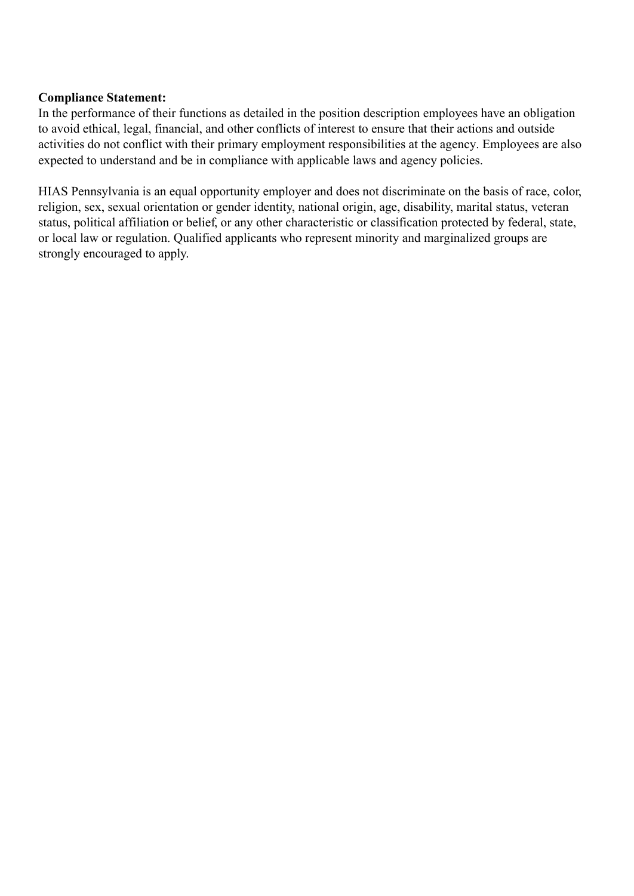**Compliance Statement:**
In the performance of their functions as detailed in the position description employees have an obligation to avoid ethical, legal, financial, and other conflicts of interest to ensure that their actions and outside activities do not conflict with their primary employment responsibilities at the agency. Employees are also expected to understand and be in compliance with applicable laws and agency policies.

HIAS Pennsylvania is an equal opportunity employer and does not discriminate on the basis of race, color, religion, sex, sexual orientation or gender identity, national origin, age, disability, marital status, veteran status, political affiliation or belief, or any other characteristic or classification protected by federal, state, or local law or regulation. Qualified applicants who represent minority and marginalized groups are strongly encouraged to apply.